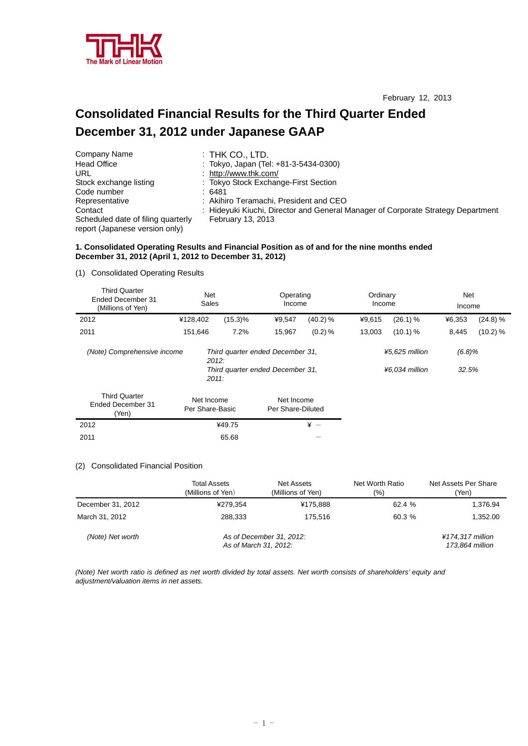February 12, 2013

# Consolidated Financial Results for the Third Quarter Ended December 31, 2012 under Japanese GAAP

| | |
|---|---|
| Company Name | : THK CO., LTD. |
| Head Office | : Tokyo, Japan (Tel: +81-3-5434-0300) |
| URL | : http://www.thk.com/ |
| Stock exchange listing | : Tokyo Stock Exchange-First Section |
| Code number | : 6481 |
| Representative | : Akihiro Teramachi, President and CEO |
| Contact | : Hideyuki Kiuchi, Director and General Manager of Corporate Strategy Department |
| Scheduled date of filing quarterly report (Japanese version only) | February 13, 2013 |

**1. Consolidated Operating Results and Financial Position as of and for the nine months ended December 31, 2012 (April 1, 2012 to December 31, 2012)**

(1) Consolidated Operating Results

| Third Quarter Ended December 31 (Millions of Yen) | Net Sales | | Operating Income | | Ordinary Income | | Net Income | |
|---|---|---|---|---|---|---|---|---|
| 2012 | ¥128,402 | (15.3)% | ¥9,547 | (40.2) % | ¥9,615 | (26.1) % | ¥6,353 | (24.8) % |
| 2011 | 151,646 | 7.2% | 15,967 | (0.2) % | 13,003 | (10.1) % | 8,445 | (10.2) % |

*(Note) Comprehensive income*

| | | |
|---|---|---|
| *Third quarter ended December 31, 2012:* | *¥5,625 million* | *(6.8)%* |
| *Third quarter ended December 31, 2011:* | *¥6,034 million* | *32.5%* |

| Third Quarter Ended December 31 (Yen) | Net Income Per Share-Basic | Net Income Per Share-Diluted |
|---|---|---|
| 2012 | ¥49.75 | ¥ − |
| 2011 | 65.68 | − |

(2) Consolidated Financial Position

| | Total Assets (Millions of Yen) | Net Assets (Millions of Yen) | Net Worth Ratio (%) | Net Assets Per Share (Yen) |
|---|---|---|---|---|
| December 31, 2012 | ¥279,354 | ¥175,888 | 62.4 % | 1,376.94 |
| March 31, 2012 | 288,333 | 175,516 | 60.3 % | 1,352.00 |

*(Note) Net worth*

| | |
|---|---|
| *As of December 31, 2012:* | *¥174,317 million* |
| *As of March 31, 2012:* | *173,864 million* |

*(Note) Net worth ratio is defined as net worth divided by total assets. Net worth consists of shareholders' equity and adjustment/valuation items in net assets.*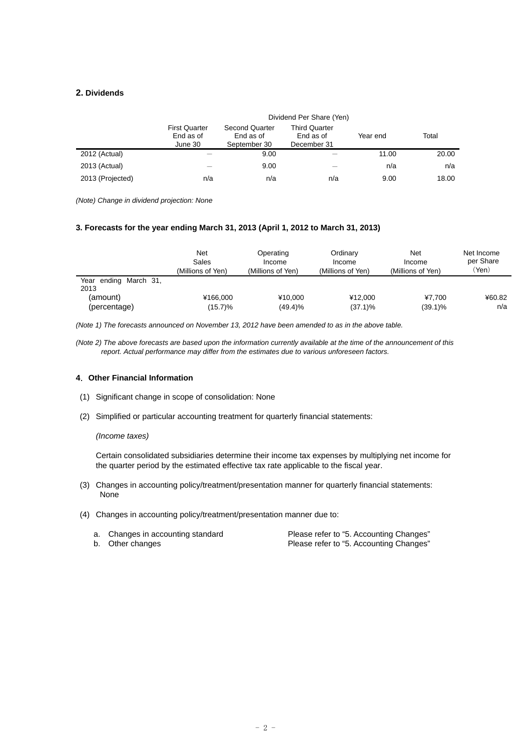## 2. Dividends

| | Dividend Per Share (Yen) | | | | |
|---|---|---|---|---|---|
| | First Quarter End as of June 30 | Second Quarter End as of September 30 | Third Quarter End as of December 31 | Year end | Total |
| 2012 (Actual) | ― | 9.00 | ― | 11.00 | 20.00 |
| 2013 (Actual) | ― | 9.00 | ― | n/a | n/a |
| 2013 (Projected) | n/a | n/a | n/a | 9.00 | 18.00 |

*(Note) Change in dividend projection: None*

### 3. Forecasts for the year ending March 31, 2013 (April 1, 2012 to March 31, 2013)

| | Net Sales (Millions of Yen) | Operating Income (Millions of Yen) | Ordinary Income (Millions of Yen) | Net Income (Millions of Yen) | Net Income per Share (Yen) |
|---|---|---|---|---|---|
| Year ending March 31, 2013 | | | | | |
| (amount) | ¥166,000 | ¥10,000 | ¥12,000 | ¥7,700 | ¥60.82 |
| (percentage) | (15.7)% | (49.4)% | (37.1)% | (39.1)% | n/a |

*(Note 1) The forecasts announced on November 13, 2012 have been amended to as in the above table.*

*(Note 2) The above forecasts are based upon the information currently available at the time of the announcement of this report. Actual performance may differ from the estimates due to various unforeseen factors.*

### 4. Other Financial Information

(1) Significant change in scope of consolidation: None

(2) Simplified or particular accounting treatment for quarterly financial statements:

*(Income taxes)*

Certain consolidated subsidiaries determine their income tax expenses by multiplying net income for the quarter period by the estimated effective tax rate applicable to the fiscal year.

(3) Changes in accounting policy/treatment/presentation manner for quarterly financial statements: None

(4) Changes in accounting policy/treatment/presentation manner due to:

a. Changes in accounting standard — Please refer to "5. Accounting Changes"
b. Other changes — Please refer to "5. Accounting Changes"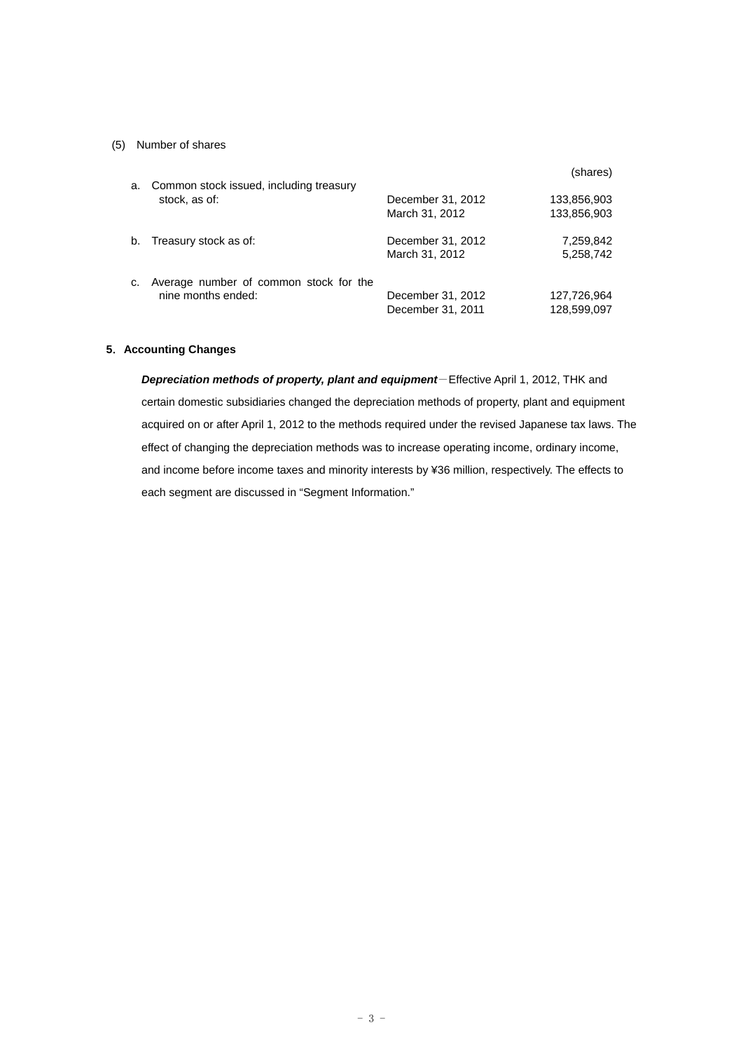(5) Number of shares

| | | (shares) |
|---|---|---|
| a. Common stock issued, including treasury stock, as of: | December 31, 2012 | 133,856,903 |
| | March 31, 2012 | 133,856,903 |
| b. Treasury stock as of: | December 31, 2012 | 7,259,842 |
| | March 31, 2012 | 5,258,742 |
| c. Average number of common stock for the nine months ended: | December 31, 2012 | 127,726,964 |
| | December 31, 2011 | 128,599,097 |

## 5. Accounting Changes

***Depreciation methods of property, plant and equipment***－Effective April 1, 2012, THK and certain domestic subsidiaries changed the depreciation methods of property, plant and equipment acquired on or after April 1, 2012 to the methods required under the revised Japanese tax laws. The effect of changing the depreciation methods was to increase operating income, ordinary income, and income before income taxes and minority interests by ¥36 million, respectively. The effects to each segment are discussed in "Segment Information."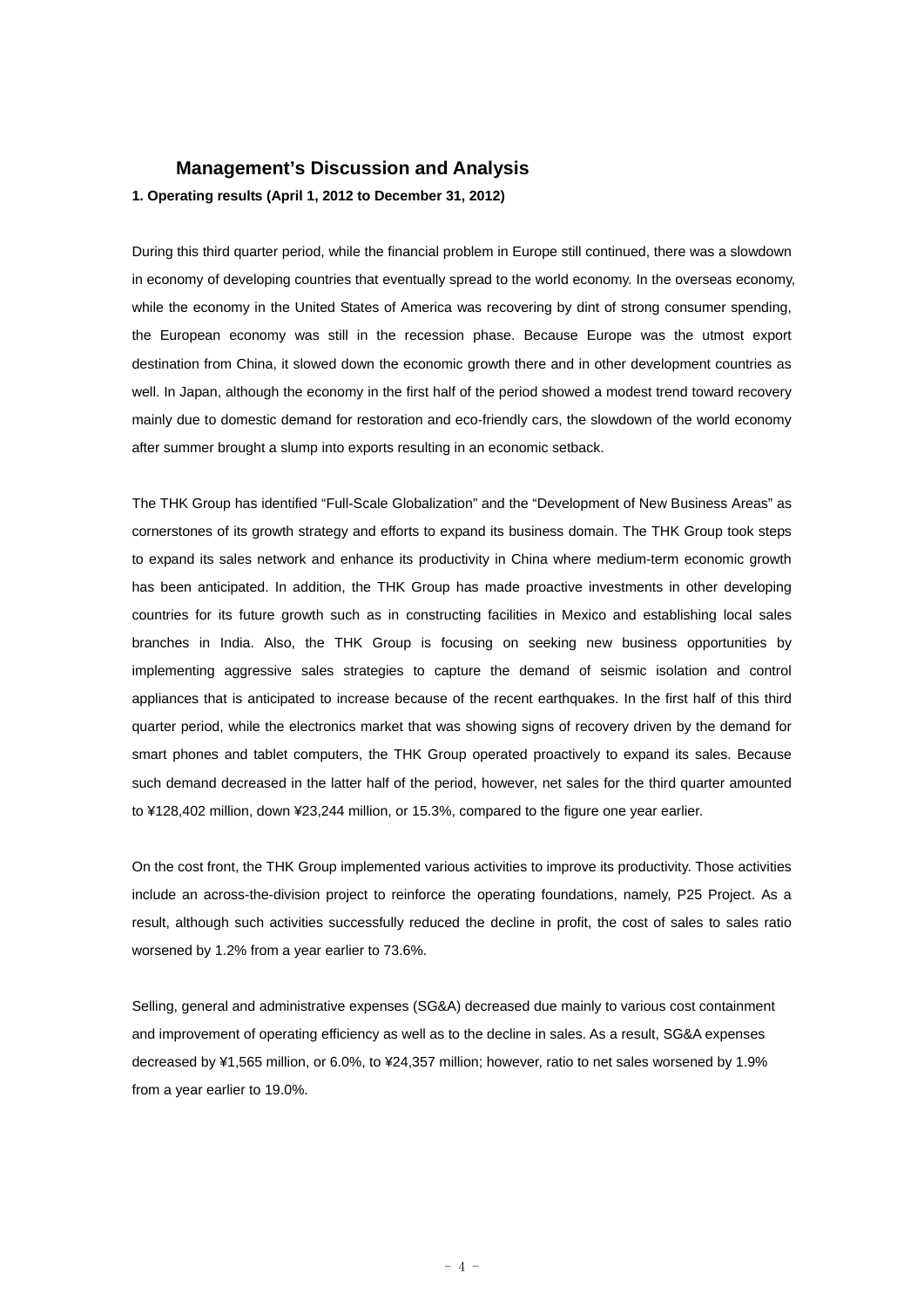## Management's Discussion and Analysis

### 1. Operating results (April 1, 2012 to December 31, 2012)

During this third quarter period, while the financial problem in Europe still continued, there was a slowdown in economy of developing countries that eventually spread to the world economy. In the overseas economy, while the economy in the United States of America was recovering by dint of strong consumer spending, the European economy was still in the recession phase. Because Europe was the utmost export destination from China, it slowed down the economic growth there and in other development countries as well. In Japan, although the economy in the first half of the period showed a modest trend toward recovery mainly due to domestic demand for restoration and eco-friendly cars, the slowdown of the world economy after summer brought a slump into exports resulting in an economic setback.

The THK Group has identified "Full-Scale Globalization" and the "Development of New Business Areas" as cornerstones of its growth strategy and efforts to expand its business domain. The THK Group took steps to expand its sales network and enhance its productivity in China where medium-term economic growth has been anticipated. In addition, the THK Group has made proactive investments in other developing countries for its future growth such as in constructing facilities in Mexico and establishing local sales branches in India. Also, the THK Group is focusing on seeking new business opportunities by implementing aggressive sales strategies to capture the demand of seismic isolation and control appliances that is anticipated to increase because of the recent earthquakes. In the first half of this third quarter period, while the electronics market that was showing signs of recovery driven by the demand for smart phones and tablet computers, the THK Group operated proactively to expand its sales. Because such demand decreased in the latter half of the period, however, net sales for the third quarter amounted to ¥128,402 million, down ¥23,244 million, or 15.3%, compared to the figure one year earlier.

On the cost front, the THK Group implemented various activities to improve its productivity. Those activities include an across-the-division project to reinforce the operating foundations, namely, P25 Project. As a result, although such activities successfully reduced the decline in profit, the cost of sales to sales ratio worsened by 1.2% from a year earlier to 73.6%.

Selling, general and administrative expenses (SG&A) decreased due mainly to various cost containment and improvement of operating efficiency as well as to the decline in sales. As a result, SG&A expenses decreased by ¥1,565 million, or 6.0%, to ¥24,357 million; however, ratio to net sales worsened by 1.9% from a year earlier to 19.0%.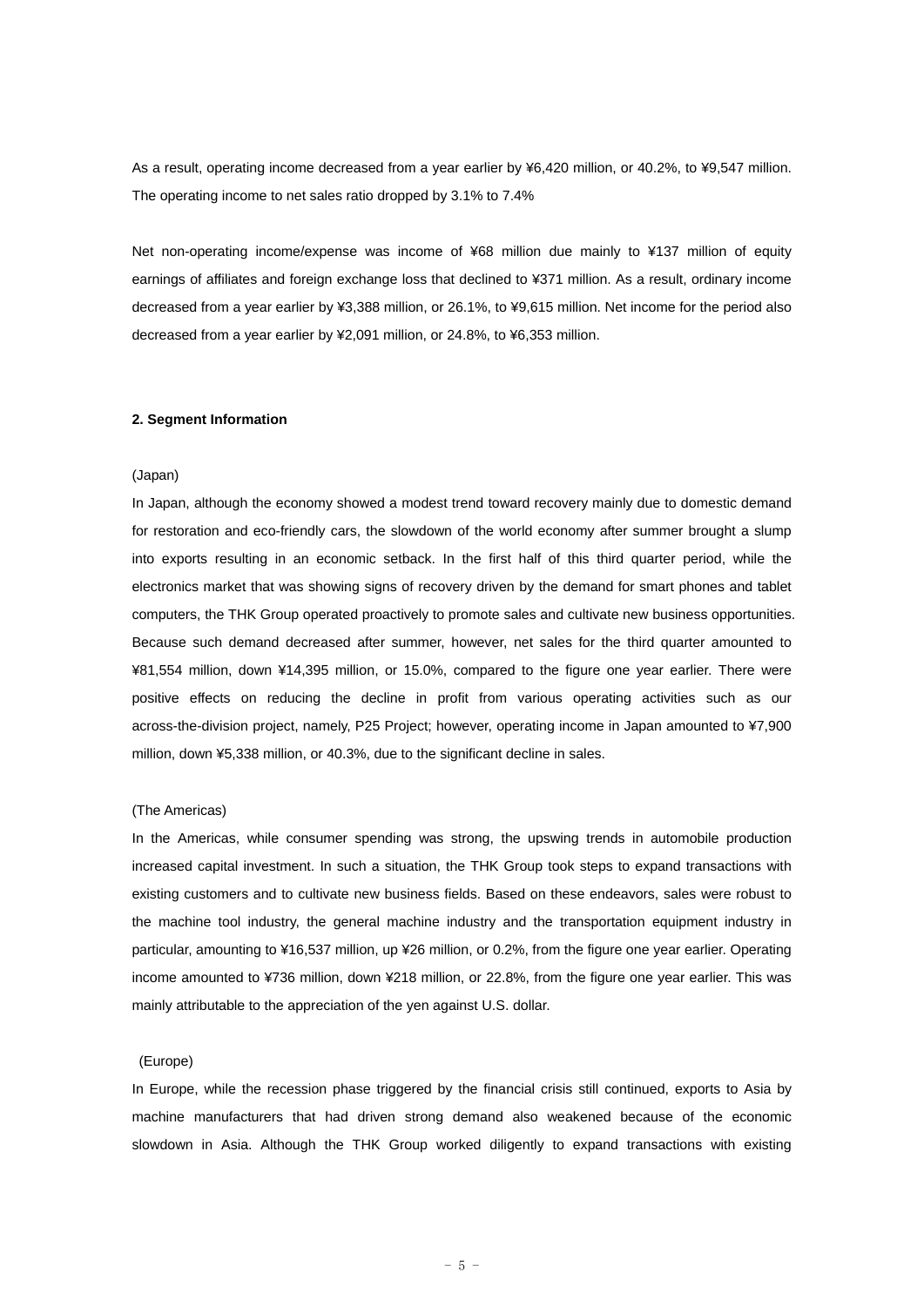As a result, operating income decreased from a year earlier by ¥6,420 million, or 40.2%, to ¥9,547 million. The operating income to net sales ratio dropped by 3.1% to 7.4%

Net non-operating income/expense was income of ¥68 million due mainly to ¥137 million of equity earnings of affiliates and foreign exchange loss that declined to ¥371 million. As a result, ordinary income decreased from a year earlier by ¥3,388 million, or 26.1%, to ¥9,615 million. Net income for the period also decreased from a year earlier by ¥2,091 million, or 24.8%, to ¥6,353 million.

**2. Segment Information**

(Japan)

In Japan, although the economy showed a modest trend toward recovery mainly due to domestic demand for restoration and eco-friendly cars, the slowdown of the world economy after summer brought a slump into exports resulting in an economic setback. In the first half of this third quarter period, while the electronics market that was showing signs of recovery driven by the demand for smart phones and tablet computers, the THK Group operated proactively to promote sales and cultivate new business opportunities. Because such demand decreased after summer, however, net sales for the third quarter amounted to ¥81,554 million, down ¥14,395 million, or 15.0%, compared to the figure one year earlier. There were positive effects on reducing the decline in profit from various operating activities such as our across-the-division project, namely, P25 Project; however, operating income in Japan amounted to ¥7,900 million, down ¥5,338 million, or 40.3%, due to the significant decline in sales.

(The Americas)

In the Americas, while consumer spending was strong, the upswing trends in automobile production increased capital investment. In such a situation, the THK Group took steps to expand transactions with existing customers and to cultivate new business fields. Based on these endeavors, sales were robust to the machine tool industry, the general machine industry and the transportation equipment industry in particular, amounting to ¥16,537 million, up ¥26 million, or 0.2%, from the figure one year earlier. Operating income amounted to ¥736 million, down ¥218 million, or 22.8%, from the figure one year earlier. This was mainly attributable to the appreciation of the yen against U.S. dollar.

(Europe)

In Europe, while the recession phase triggered by the financial crisis still continued, exports to Asia by machine manufacturers that had driven strong demand also weakened because of the economic slowdown in Asia. Although the THK Group worked diligently to expand transactions with existing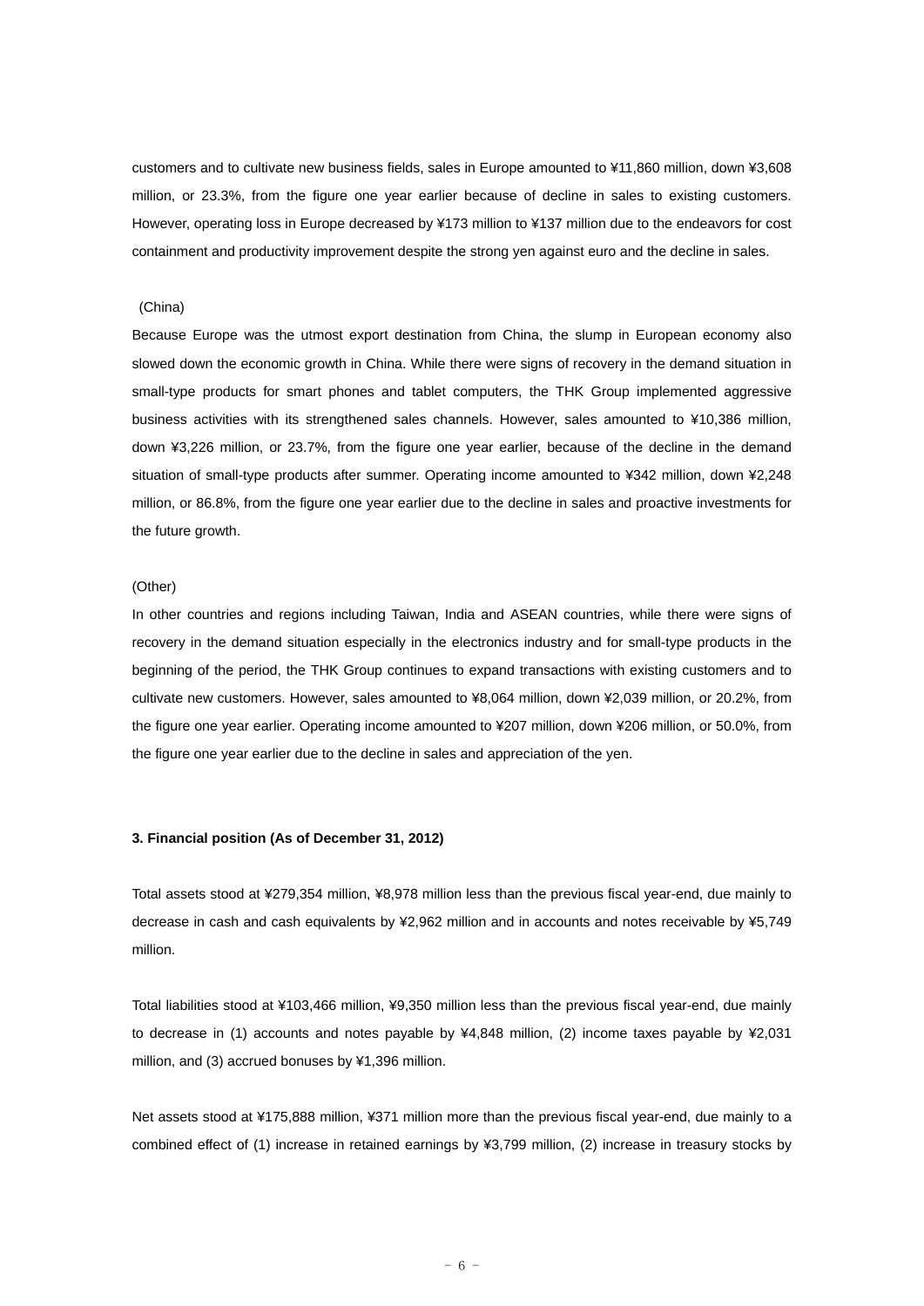customers and to cultivate new business fields, sales in Europe amounted to ¥11,860 million, down ¥3,608 million, or 23.3%, from the figure one year earlier because of decline in sales to existing customers. However, operating loss in Europe decreased by ¥173 million to ¥137 million due to the endeavors for cost containment and productivity improvement despite the strong yen against euro and the decline in sales.

(China)

Because Europe was the utmost export destination from China, the slump in European economy also slowed down the economic growth in China. While there were signs of recovery in the demand situation in small-type products for smart phones and tablet computers, the THK Group implemented aggressive business activities with its strengthened sales channels. However, sales amounted to ¥10,386 million, down ¥3,226 million, or 23.7%, from the figure one year earlier, because of the decline in the demand situation of small-type products after summer. Operating income amounted to ¥342 million, down ¥2,248 million, or 86.8%, from the figure one year earlier due to the decline in sales and proactive investments for the future growth.

(Other)

In other countries and regions including Taiwan, India and ASEAN countries, while there were signs of recovery in the demand situation especially in the electronics industry and for small-type products in the beginning of the period, the THK Group continues to expand transactions with existing customers and to cultivate new customers. However, sales amounted to ¥8,064 million, down ¥2,039 million, or 20.2%, from the figure one year earlier. Operating income amounted to ¥207 million, down ¥206 million, or 50.0%, from the figure one year earlier due to the decline in sales and appreciation of the yen.

**3. Financial position (As of December 31, 2012)**

Total assets stood at ¥279,354 million, ¥8,978 million less than the previous fiscal year-end, due mainly to decrease in cash and cash equivalents by ¥2,962 million and in accounts and notes receivable by ¥5,749 million.

Total liabilities stood at ¥103,466 million, ¥9,350 million less than the previous fiscal year-end, due mainly to decrease in (1) accounts and notes payable by ¥4,848 million, (2) income taxes payable by ¥2,031 million, and (3) accrued bonuses by ¥1,396 million.

Net assets stood at ¥175,888 million, ¥371 million more than the previous fiscal year-end, due mainly to a combined effect of (1) increase in retained earnings by ¥3,799 million, (2) increase in treasury stocks by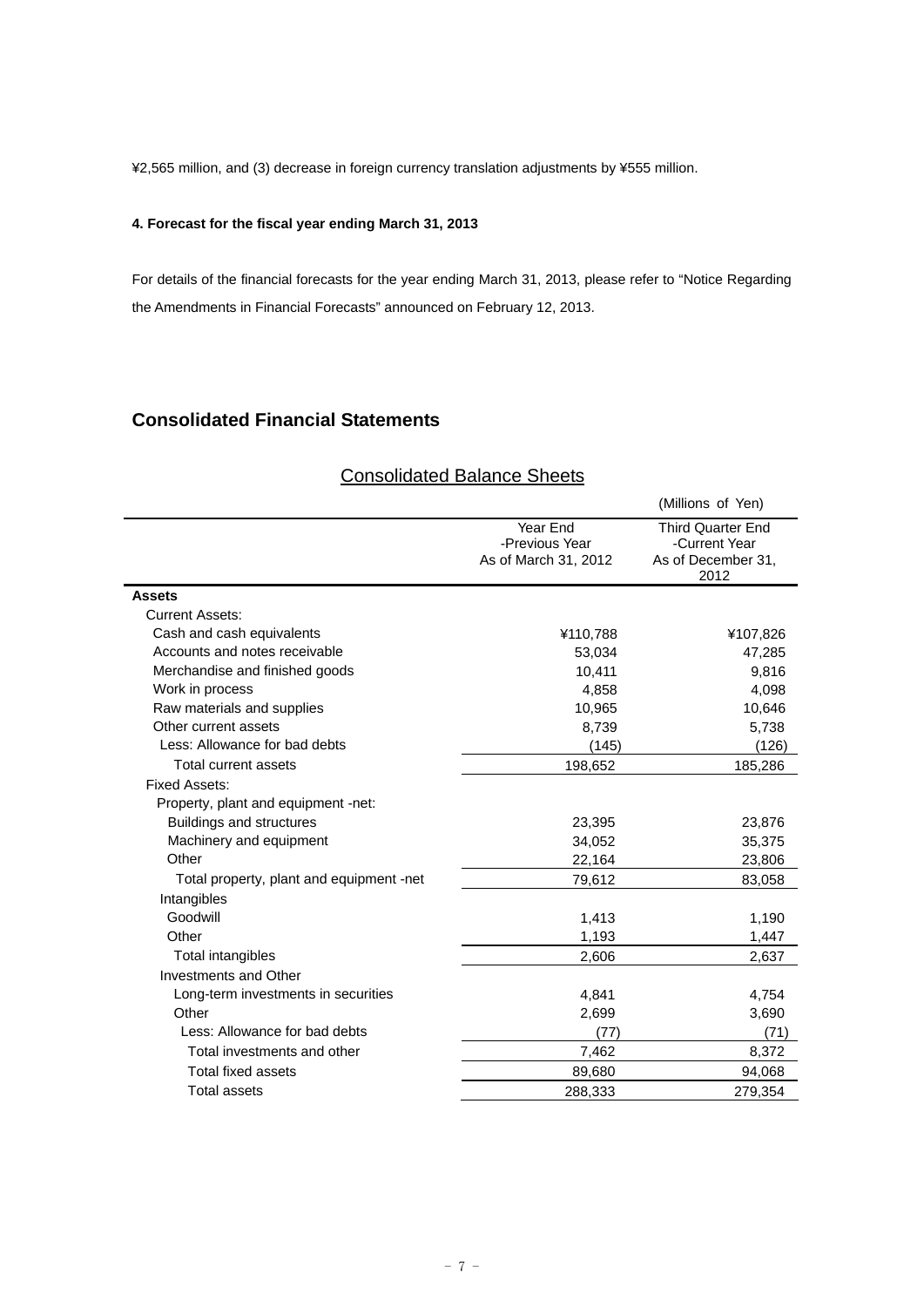¥2,565 million, and (3) decrease in foreign currency translation adjustments by ¥555 million.

**4. Forecast for the fiscal year ending March 31, 2013**

For details of the financial forecasts for the year ending March 31, 2013, please refer to "Notice Regarding the Amendments in Financial Forecasts" announced on February 12, 2013.

## Consolidated Financial Statements

### Consolidated Balance Sheets

(Millions of Yen)

| | Year End -Previous Year As of March 31, 2012 | Third Quarter End -Current Year As of December 31, 2012 |
|---|---|---|
| **Assets** | | |
| Current Assets: | | |
| Cash and cash equivalents | ¥110,788 | ¥107,826 |
| Accounts and notes receivable | 53,034 | 47,285 |
| Merchandise and finished goods | 10,411 | 9,816 |
| Work in process | 4,858 | 4,098 |
| Raw materials and supplies | 10,965 | 10,646 |
| Other current assets | 8,739 | 5,738 |
| Less: Allowance for bad debts | (145) | (126) |
| Total current assets | 198,652 | 185,286 |
| Fixed Assets: | | |
| Property, plant and equipment -net: | | |
| Buildings and structures | 23,395 | 23,876 |
| Machinery and equipment | 34,052 | 35,375 |
| Other | 22,164 | 23,806 |
| Total property, plant and equipment -net | 79,612 | 83,058 |
| Intangibles | | |
| Goodwill | 1,413 | 1,190 |
| Other | 1,193 | 1,447 |
| Total intangibles | 2,606 | 2,637 |
| Investments and Other | | |
| Long-term investments in securities | 4,841 | 4,754 |
| Other | 2,699 | 3,690 |
| Less: Allowance for bad debts | (77) | (71) |
| Total investments and other | 7,462 | 8,372 |
| Total fixed assets | 89,680 | 94,068 |
| Total assets | 288,333 | 279,354 |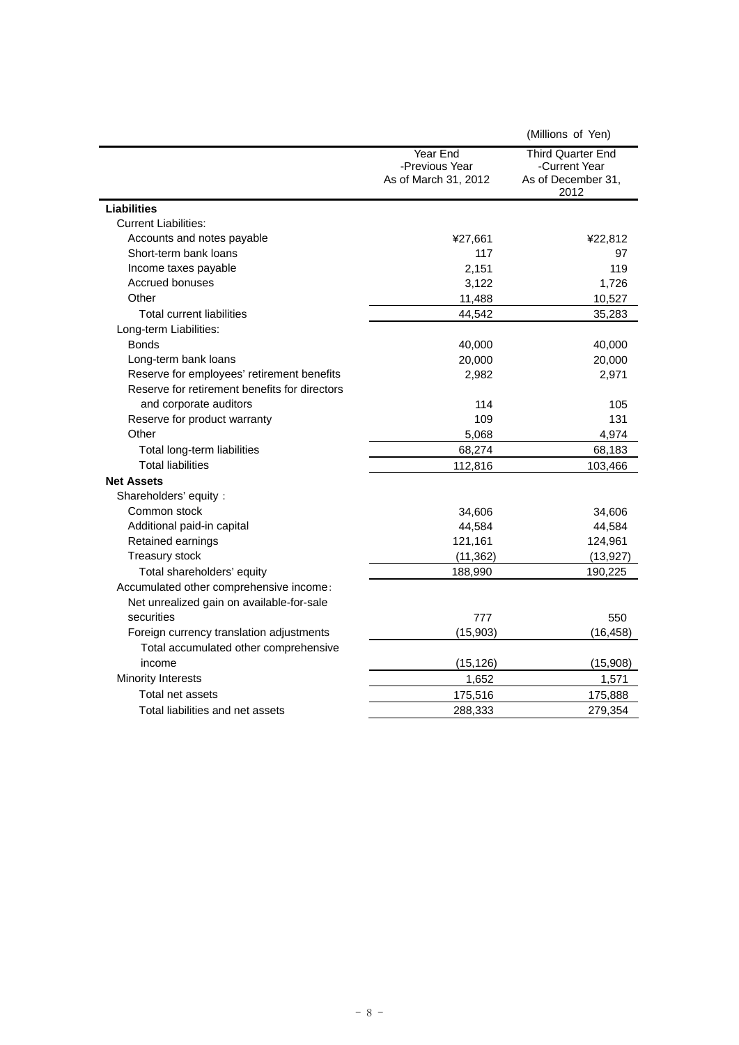(Millions of Yen)

| | Year End -Previous Year As of March 31, 2012 | Third Quarter End -Current Year As of December 31, 2012 |
|---|---|---|
| **Liabilities** | | |
| Current Liabilities: | | |
| Accounts and notes payable | ¥27,661 | ¥22,812 |
| Short-term bank loans | 117 | 97 |
| Income taxes payable | 2,151 | 119 |
| Accrued bonuses | 3,122 | 1,726 |
| Other | 11,488 | 10,527 |
| Total current liabilities | 44,542 | 35,283 |
| Long-term Liabilities: | | |
| Bonds | 40,000 | 40,000 |
| Long-term bank loans | 20,000 | 20,000 |
| Reserve for employees' retirement benefits | 2,982 | 2,971 |
| Reserve for retirement benefits for directors and corporate auditors | 114 | 105 |
| Reserve for product warranty | 109 | 131 |
| Other | 5,068 | 4,974 |
| Total long-term liabilities | 68,274 | 68,183 |
| Total liabilities | 112,816 | 103,466 |
| **Net Assets** | | |
| Shareholders' equity : | | |
| Common stock | 34,606 | 34,606 |
| Additional paid-in capital | 44,584 | 44,584 |
| Retained earnings | 121,161 | 124,961 |
| Treasury stock | (11,362) | (13,927) |
| Total shareholders' equity | 188,990 | 190,225 |
| Accumulated other comprehensive income: | | |
| Net unrealized gain on available-for-sale securities | 777 | 550 |
| Foreign currency translation adjustments | (15,903) | (16,458) |
| Total accumulated other comprehensive income | (15,126) | (15,908) |
| Minority Interests | 1,652 | 1,571 |
| Total net assets | 175,516 | 175,888 |
| Total liabilities and net assets | 288,333 | 279,354 |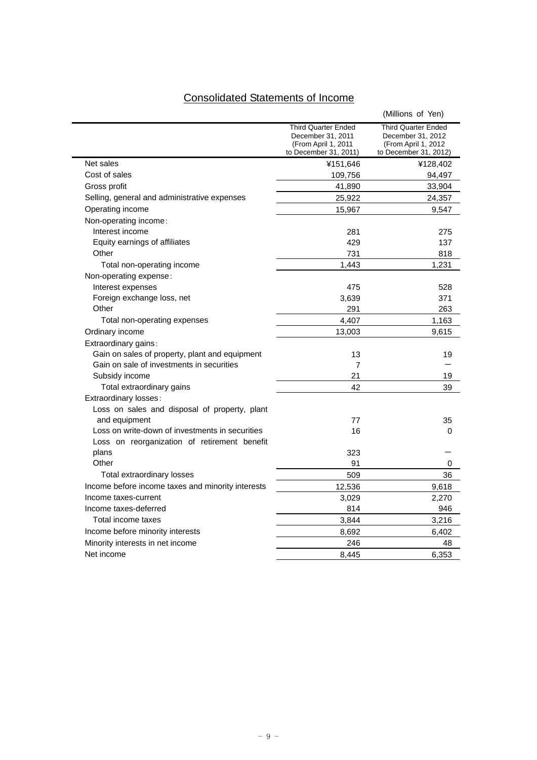## Consolidated Statements of Income

(Millions of Yen)

| | Third Quarter Ended December 31, 2011 (From April 1, 2011 to December 31, 2011) | Third Quarter Ended December 31, 2012 (From April 1, 2012 to December 31, 2012) |
|---|---|---|
| Net sales | ¥151,646 | ¥128,402 |
| Cost of sales | 109,756 | 94,497 |
| Gross profit | 41,890 | 33,904 |
| Selling, general and administrative expenses | 25,922 | 24,357 |
| Operating income | 15,967 | 9,547 |
| Non-operating income： | | |
| Interest income | 281 | 275 |
| Equity earnings of affiliates | 429 | 137 |
| Other | 731 | 818 |
| Total non-operating income | 1,443 | 1,231 |
| Non-operating expense： | | |
| Interest expenses | 475 | 528 |
| Foreign exchange loss, net | 3,639 | 371 |
| Other | 291 | 263 |
| Total non-operating expenses | 4,407 | 1,163 |
| Ordinary income | 13,003 | 9,615 |
| Extraordinary gains： | | |
| Gain on sales of property, plant and equipment | 13 | 19 |
| Gain on sale of investments in securities | 7 | ― |
| Subsidy income | 21 | 19 |
| Total extraordinary gains | 42 | 39 |
| Extraordinary losses： | | |
| Loss on sales and disposal of property, plant and equipment | 77 | 35 |
| Loss on write-down of investments in securities | 16 | 0 |
| Loss on reorganization of retirement benefit plans | 323 | ― |
| Other | 91 | 0 |
| Total extraordinary losses | 509 | 36 |
| Income before income taxes and minority interests | 12,536 | 9,618 |
| Income taxes-current | 3,029 | 2,270 |
| Income taxes-deferred | 814 | 946 |
| Total income taxes | 3,844 | 3,216 |
| Income before minority interests | 8,692 | 6,402 |
| Minority interests in net income | 246 | 48 |
| Net income | 8,445 | 6,353 |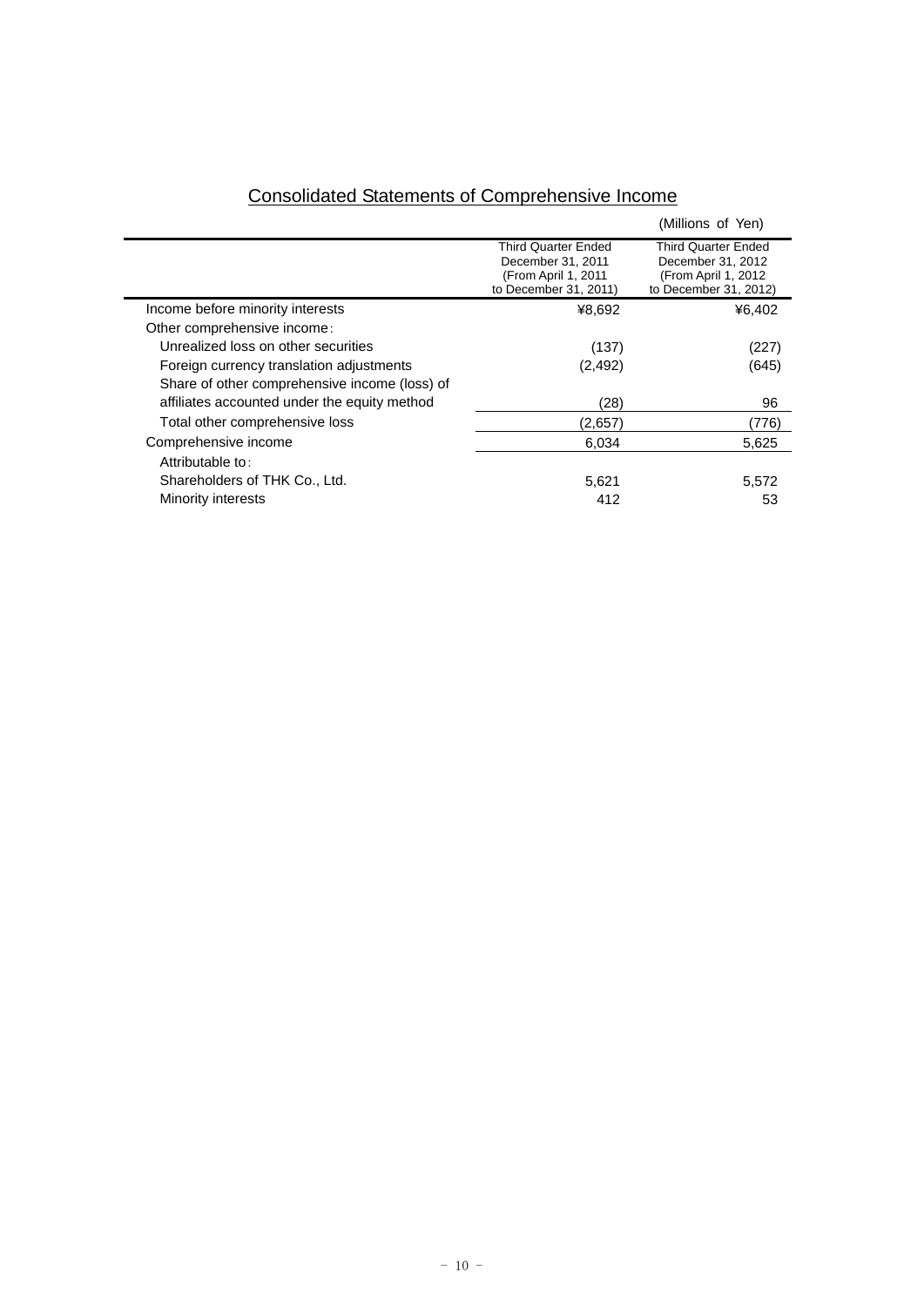## Consolidated Statements of Comprehensive Income

(Millions of Yen)

| | Third Quarter Ended December 31, 2011 (From April 1, 2011 to December 31, 2011) | Third Quarter Ended December 31, 2012 (From April 1, 2012 to December 31, 2012) |
|---|---|---|
| Income before minority interests | ¥8,692 | ¥6,402 |
| Other comprehensive income: | | |
| Unrealized loss on other securities | (137) | (227) |
| Foreign currency translation adjustments | (2,492) | (645) |
| Share of other comprehensive income (loss) of affiliates accounted under the equity method | (28) | 96 |
| Total other comprehensive loss | (2,657) | (776) |
| Comprehensive income | 6,034 | 5,625 |
| Attributable to: | | |
| Shareholders of THK Co., Ltd. | 5,621 | 5,572 |
| Minority interests | 412 | 53 |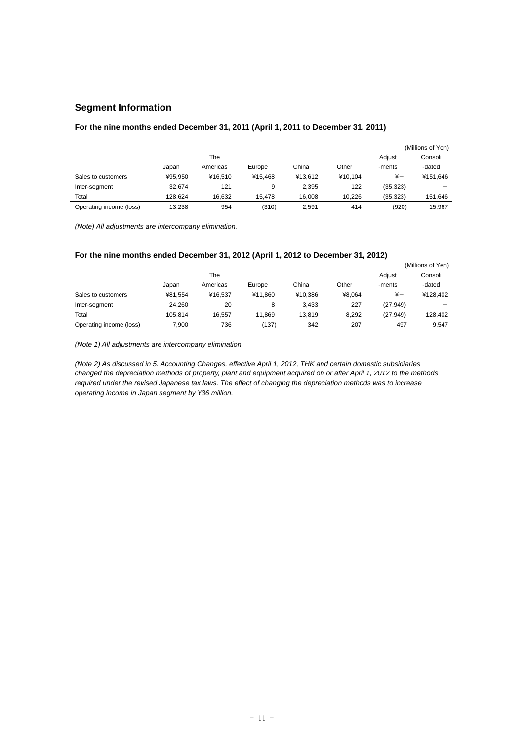## Segment Information

### For the nine months ended December 31, 2011 (April 1, 2011 to December 31, 2011)

(Millions of Yen)

| | Japan | The Americas | Europe | China | Other | Adjust -ments | Consoli -dated |
|---|---|---|---|---|---|---|---|
| Sales to customers | ¥95,950 | ¥16,510 | ¥15,468 | ¥13,612 | ¥10,104 | ¥― | ¥151,646 |
| Inter-segment | 32,674 | 121 | 9 | 2,395 | 122 | (35,323) | ― |
| Total | 128,624 | 16,632 | 15,478 | 16,008 | 10,226 | (35,323) | 151,646 |
| Operating income (loss) | 13,238 | 954 | (310) | 2,591 | 414 | (920) | 15,967 |

*(Note) All adjustments are intercompany elimination.*

### For the nine months ended December 31, 2012 (April 1, 2012 to December 31, 2012)

(Millions of Yen)

| | Japan | The Americas | Europe | China | Other | Adjust -ments | Consoli -dated |
|---|---|---|---|---|---|---|---|
| Sales to customers | ¥81,554 | ¥16,537 | ¥11,860 | ¥10,386 | ¥8,064 | ¥― | ¥128,402 |
| Inter-segment | 24,260 | 20 | 8 | 3,433 | 227 | (27,949) | ― |
| Total | 105,814 | 16,557 | 11,869 | 13,819 | 8,292 | (27,949) | 128,402 |
| Operating income (loss) | 7,900 | 736 | (137) | 342 | 207 | 497 | 9,547 |

*(Note 1) All adjustments are intercompany elimination.*

*(Note 2) As discussed in 5. Accounting Changes, effective April 1, 2012, THK and certain domestic subsidiaries changed the depreciation methods of property, plant and equipment acquired on or after April 1, 2012 to the methods required under the revised Japanese tax laws. The effect of changing the depreciation methods was to increase operating income in Japan segment by ¥36 million.*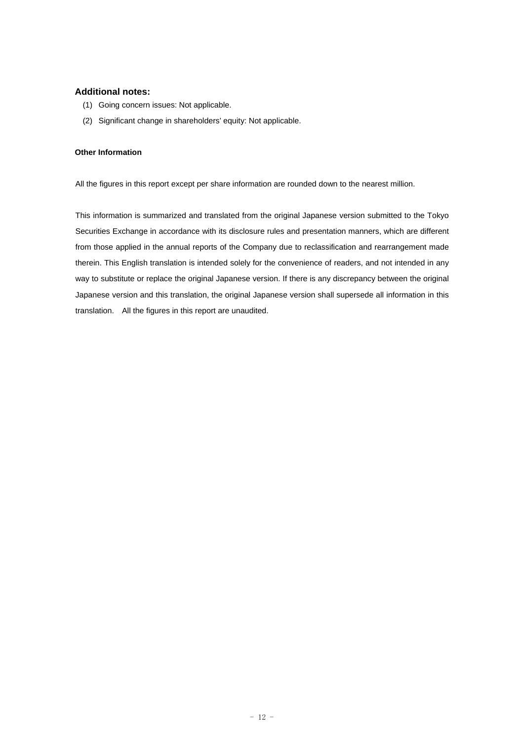### Additional notes:

(1) Going concern issues: Not applicable.

(2) Significant change in shareholders' equity: Not applicable.

**Other Information**

All the figures in this report except per share information are rounded down to the nearest million.

This information is summarized and translated from the original Japanese version submitted to the Tokyo Securities Exchange in accordance with its disclosure rules and presentation manners, which are different from those applied in the annual reports of the Company due to reclassification and rearrangement made therein. This English translation is intended solely for the convenience of readers, and not intended in any way to substitute or replace the original Japanese version. If there is any discrepancy between the original Japanese version and this translation, the original Japanese version shall supersede all information in this translation. All the figures in this report are unaudited.